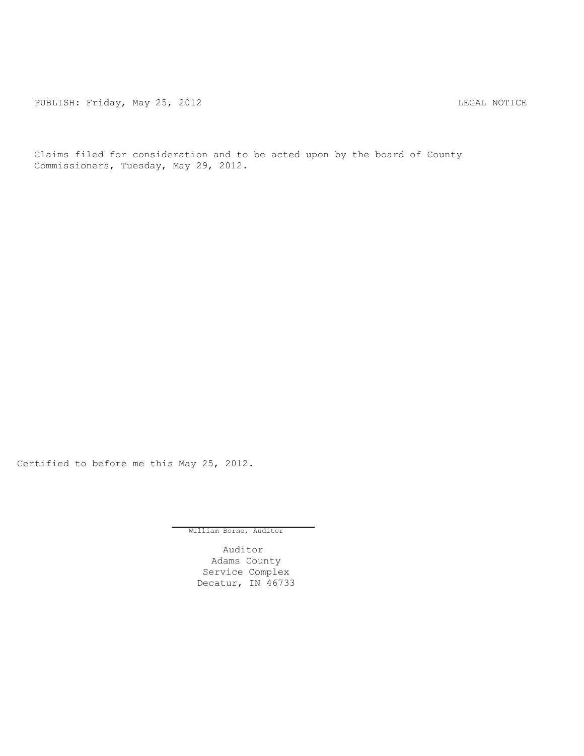PUBLISH: Friday, May 25, 2012 LEGAL NOTICE

Claims filed for consideration and to be acted upon by the board of County Commissioners, Tuesday, May 29, 2012.

Certified to before me this May 25, 2012.

William Borne, Auditor

Auditor
Adams County
Service Complex
Decatur, IN 46733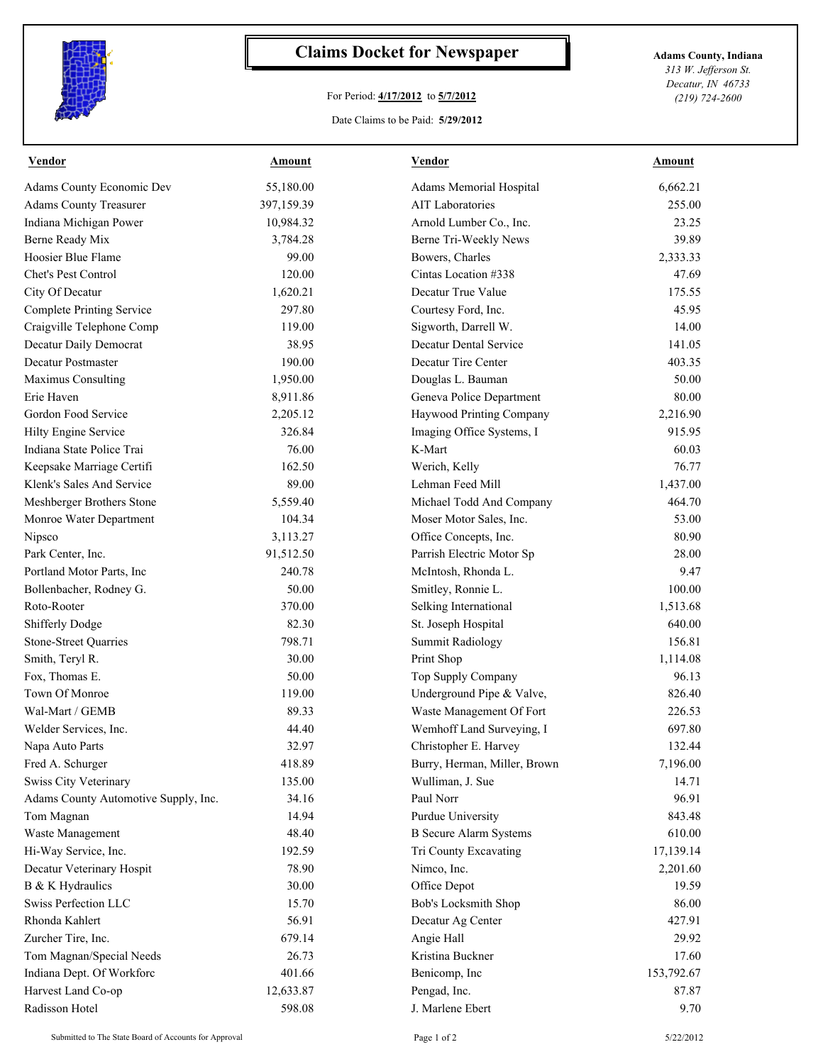# Claims Docket for Newspaper

For Period: **4/17/2012** to **5/7/2012**

Date Claims to be Paid: **5/29/2012**

**Adams County, Indiana**
*313 W. Jefferson St.*
*Decatur, IN 46733*
*(219) 724-2600*

| Vendor | Amount | Vendor | Amount |
|---|---|---|---|
| Adams County Economic Dev | 55,180.00 | Adams Memorial Hospital | 6,662.21 |
| Adams County Treasurer | 397,159.39 | AIT Laboratories | 255.00 |
| Indiana Michigan Power | 10,984.32 | Arnold Lumber Co., Inc. | 23.25 |
| Berne Ready Mix | 3,784.28 | Berne Tri-Weekly News | 39.89 |
| Hoosier Blue Flame | 99.00 | Bowers, Charles | 2,333.33 |
| Chet's Pest Control | 120.00 | Cintas Location #338 | 47.69 |
| City Of Decatur | 1,620.21 | Decatur True Value | 175.55 |
| Complete Printing Service | 297.80 | Courtesy Ford, Inc. | 45.95 |
| Craigville Telephone Comp | 119.00 | Sigworth, Darrell W. | 14.00 |
| Decatur Daily Democrat | 38.95 | Decatur Dental Service | 141.05 |
| Decatur Postmaster | 190.00 | Decatur Tire Center | 403.35 |
| Maximus Consulting | 1,950.00 | Douglas L. Bauman | 50.00 |
| Erie Haven | 8,911.86 | Geneva Police Department | 80.00 |
| Gordon Food Service | 2,205.12 | Haywood Printing Company | 2,216.90 |
| Hilty Engine Service | 326.84 | Imaging Office Systems, I | 915.95 |
| Indiana State Police Trai | 76.00 | K-Mart | 60.03 |
| Keepsake Marriage Certifi | 162.50 | Werich, Kelly | 76.77 |
| Klenk's Sales And Service | 89.00 | Lehman Feed Mill | 1,437.00 |
| Meshberger Brothers Stone | 5,559.40 | Michael Todd And Company | 464.70 |
| Monroe Water Department | 104.34 | Moser Motor Sales, Inc. | 53.00 |
| Nipsco | 3,113.27 | Office Concepts, Inc. | 80.90 |
| Park Center, Inc. | 91,512.50 | Parrish Electric Motor Sp | 28.00 |
| Portland Motor Parts, Inc | 240.78 | McIntosh, Rhonda L. | 9.47 |
| Bollenbacher, Rodney G. | 50.00 | Smitley, Ronnie L. | 100.00 |
| Roto-Rooter | 370.00 | Selking International | 1,513.68 |
| Shifferly Dodge | 82.30 | St. Joseph Hospital | 640.00 |
| Stone-Street Quarries | 798.71 | Summit Radiology | 156.81 |
| Smith, Teryl R. | 30.00 | Print Shop | 1,114.08 |
| Fox, Thomas E. | 50.00 | Top Supply Company | 96.13 |
| Town Of Monroe | 119.00 | Underground Pipe & Valve, | 826.40 |
| Wal-Mart / GEMB | 89.33 | Waste Management Of Fort | 226.53 |
| Welder Services, Inc. | 44.40 | Wemhoff Land Surveying, I | 697.80 |
| Napa Auto Parts | 32.97 | Christopher E. Harvey | 132.44 |
| Fred A. Schurger | 418.89 | Burry, Herman, Miller, Brown | 7,196.00 |
| Swiss City Veterinary | 135.00 | Wulliman, J. Sue | 14.71 |
| Adams County Automotive Supply, Inc. | 34.16 | Paul Norr | 96.91 |
| Tom Magnan | 14.94 | Purdue University | 843.48 |
| Waste Management | 48.40 | B Secure Alarm Systems | 610.00 |
| Hi-Way Service, Inc. | 192.59 | Tri County Excavating | 17,139.14 |
| Decatur Veterinary Hospit | 78.90 | Nimco, Inc. | 2,201.60 |
| B & K Hydraulics | 30.00 | Office Depot | 19.59 |
| Swiss Perfection LLC | 15.70 | Bob's Locksmith Shop | 86.00 |
| Rhonda Kahlert | 56.91 | Decatur Ag Center | 427.91 |
| Zurcher Tire, Inc. | 679.14 | Angie Hall | 29.92 |
| Tom Magnan/Special Needs | 26.73 | Kristina Buckner | 17.60 |
| Indiana Dept. Of Workforc | 401.66 | Benicomp, Inc | 153,792.67 |
| Harvest Land Co-op | 12,633.87 | Pengad, Inc. | 87.87 |
| Radisson Hotel | 598.08 | J. Marlene Ebert | 9.70 |

Submitted to The State Board of Accounts for Approval

5/22/2012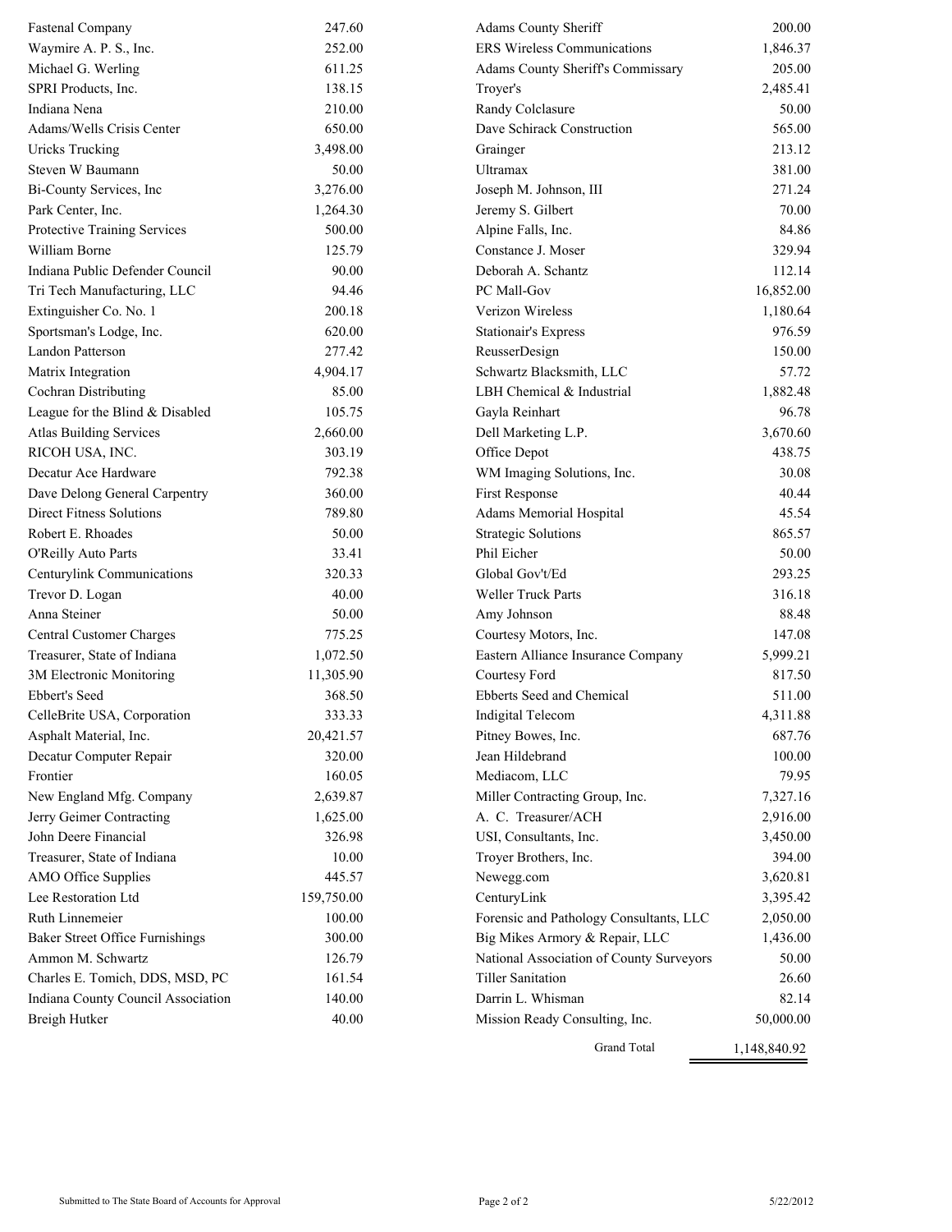| | |
|---|---|
| Fastenal Company | 247.60 |
| Waymire A. P. S., Inc. | 252.00 |
| Michael G. Werling | 611.25 |
| SPRI Products, Inc. | 138.15 |
| Indiana Nena | 210.00 |
| Adams/Wells Crisis Center | 650.00 |
| Uricks Trucking | 3,498.00 |
| Steven W Baumann | 50.00 |
| Bi-County Services, Inc | 3,276.00 |
| Park Center, Inc. | 1,264.30 |
| Protective Training Services | 500.00 |
| William Borne | 125.79 |
| Indiana Public Defender Council | 90.00 |
| Tri Tech Manufacturing, LLC | 94.46 |
| Extinguisher Co. No. 1 | 200.18 |
| Sportsman's Lodge, Inc. | 620.00 |
| Landon Patterson | 277.42 |
| Matrix Integration | 4,904.17 |
| Cochran Distributing | 85.00 |
| League for the Blind & Disabled | 105.75 |
| Atlas Building Services | 2,660.00 |
| RICOH USA, INC. | 303.19 |
| Decatur Ace Hardware | 792.38 |
| Dave Delong General Carpentry | 360.00 |
| Direct Fitness Solutions | 789.80 |
| Robert E. Rhoades | 50.00 |
| O'Reilly Auto Parts | 33.41 |
| Centurylink Communications | 320.33 |
| Trevor D. Logan | 40.00 |
| Anna Steiner | 50.00 |
| Central Customer Charges | 775.25 |
| Treasurer, State of Indiana | 1,072.50 |
| 3M Electronic Monitoring | 11,305.90 |
| Ebbert's Seed | 368.50 |
| CelleBrite USA, Corporation | 333.33 |
| Asphalt Material, Inc. | 20,421.57 |
| Decatur Computer Repair | 320.00 |
| Frontier | 160.05 |
| New England Mfg. Company | 2,639.87 |
| Jerry Geimer Contracting | 1,625.00 |
| John Deere Financial | 326.98 |
| Treasurer, State of Indiana | 10.00 |
| AMO Office Supplies | 445.57 |
| Lee Restoration Ltd | 159,750.00 |
| Ruth Linnemeier | 100.00 |
| Baker Street Office Furnishings | 300.00 |
| Ammon M. Schwartz | 126.79 |
| Charles E. Tomich, DDS, MSD, PC | 161.54 |
| Indiana County Council Association | 140.00 |
| Breigh Hutker | 40.00 |
| Adams County Sheriff | 200.00 |
| ERS Wireless Communications | 1,846.37 |
| Adams County Sheriff's Commissary | 205.00 |
| Troyer's | 2,485.41 |
| Randy Colclasure | 50.00 |
| Dave Schirack Construction | 565.00 |
| Grainger | 213.12 |
| Ultramax | 381.00 |
| Joseph M. Johnson, III | 271.24 |
| Jeremy S. Gilbert | 70.00 |
| Alpine Falls, Inc. | 84.86 |
| Constance J. Moser | 329.94 |
| Deborah A. Schantz | 112.14 |
| PC Mall-Gov | 16,852.00 |
| Verizon Wireless | 1,180.64 |
| Stationair's Express | 976.59 |
| ReusserDesign | 150.00 |
| Schwartz Blacksmith, LLC | 57.72 |
| LBH Chemical & Industrial | 1,882.48 |
| Gayla Reinhart | 96.78 |
| Dell Marketing L.P. | 3,670.60 |
| Office Depot | 438.75 |
| WM Imaging Solutions, Inc. | 30.08 |
| First Response | 40.44 |
| Adams Memorial Hospital | 45.54 |
| Strategic Solutions | 865.57 |
| Phil Eicher | 50.00 |
| Global Gov't/Ed | 293.25 |
| Weller Truck Parts | 316.18 |
| Amy Johnson | 88.48 |
| Courtesy Motors, Inc. | 147.08 |
| Eastern Alliance Insurance Company | 5,999.21 |
| Courtesy Ford | 817.50 |
| Ebberts Seed and Chemical | 511.00 |
| Indigital Telecom | 4,311.88 |
| Pitney Bowes, Inc. | 687.76 |
| Jean Hildebrand | 100.00 |
| Mediacom, LLC | 79.95 |
| Miller Contracting Group, Inc. | 7,327.16 |
| A. C. Treasurer/ACH | 2,916.00 |
| USI, Consultants, Inc. | 3,450.00 |
| Troyer Brothers, Inc. | 394.00 |
| Newegg.com | 3,620.81 |
| CenturyLink | 3,395.42 |
| Forensic and Pathology Consultants, LLC | 2,050.00 |
| Big Mikes Armory & Repair, LLC | 1,436.00 |
| National Association of County Surveyors | 50.00 |
| Tiller Sanitation | 26.60 |
| Darrin L. Whisman | 82.14 |
| Mission Ready Consulting, Inc. | 50,000.00 |
| Grand Total | 1,148,840.92 |

Submitted to The State Board of Accounts for Approval

5/22/2012